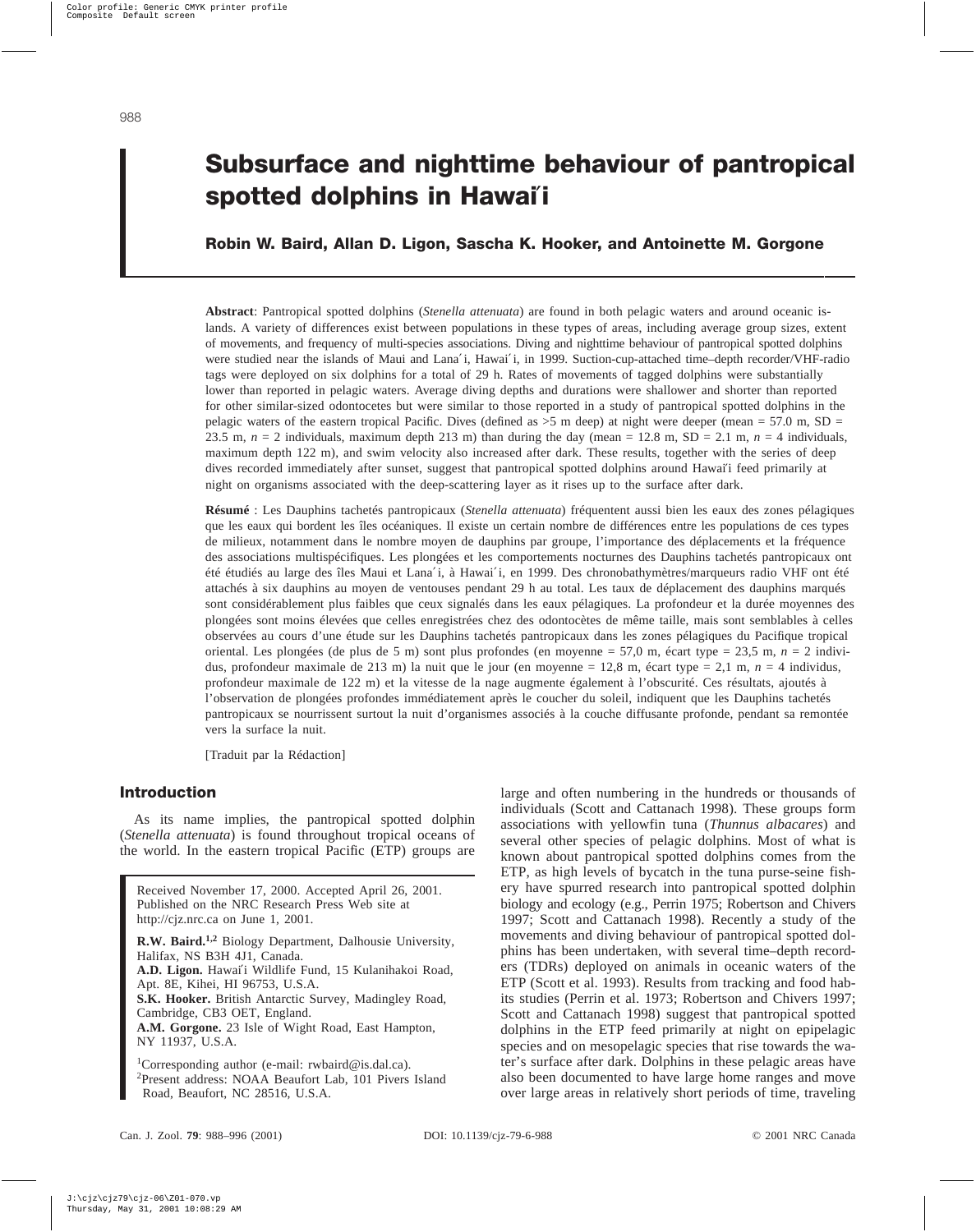# Subsurface and nighttime behaviour of pantropical spotted dolphins in Hawai′i

**Robin W. Baird, Allan D. Ligon, Sascha K. Hooker, and Antoinette M. Gorgone**

**Abstract**: Pantropical spotted dolphins (*Stenella attenuata*) are found in both pelagic waters and around oceanic islands. A variety of differences exist between populations in these types of areas, including average group sizes, extent of movements, and frequency of multi-species associations. Diving and nighttime behaviour of pantropical spotted dolphins were studied near the islands of Maui and Lana′i, Hawai′i, in 1999. Suction-cup-attached time–depth recorder/VHF-radio tags were deployed on six dolphins for a total of 29 h. Rates of movements of tagged dolphins were substantially lower than reported in pelagic waters. Average diving depths and durations were shallower and shorter than reported for other similar-sized odontocetes but were similar to those reported in a study of pantropical spotted dolphins in the pelagic waters of the eastern tropical Pacific. Dives (defined as >5 m deep) at night were deeper (mean = 57.0 m, SD = 23.5 m, *n* = 2 individuals, maximum depth 213 m) than during the day (mean = 12.8 m, SD = 2.1 m, *n* = 4 individuals, maximum depth 122 m), and swim velocity also increased after dark. These results, together with the series of deep dives recorded immediately after sunset, suggest that pantropical spotted dolphins around Hawai′i feed primarily at night on organisms associated with the deep-scattering layer as it rises up to the surface after dark.

**Résumé** : Les Dauphins tachetés pantropicaux (*Stenella attenuata*) fréquentent aussi bien les eaux des zones pélagiques que les eaux qui bordent les îles océaniques. Il existe un certain nombre de différences entre les populations de ces types de milieux, notamment dans le nombre moyen de dauphins par groupe, l'importance des déplacements et la fréquence des associations multispécifiques. Les plongées et les comportements nocturnes des Dauphins tachetés pantropicaux ont été étudiés au large des îles Maui et Lana′i, à Hawai′i, en 1999. Des chronobathymètres/marqueurs radio VHF ont été attachés à six dauphins au moyen de ventouses pendant 29 h au total. Les taux de déplacement des dauphins marqués sont considérablement plus faibles que ceux signalés dans les eaux pélagiques. La profondeur et la durée moyennes des plongées sont moins élevées que celles enregistrées chez des odontocètes de même taille, mais sont semblables à celles observées au cours d'une étude sur les Dauphins tachetés pantropicaux dans les zones pélagiques du Pacifique tropical oriental. Les plongées (de plus de 5 m) sont plus profondes (en moyenne = 57,0 m, écart type = 23,5 m, *n* = 2 individus, profondeur maximale de 213 m) la nuit que le jour (en moyenne = 12,8 m, écart type = 2,1 m, *n* = 4 individus, profondeur maximale de 122 m) et la vitesse de la nage augmente également à l'obscurité. Ces résultats, ajoutés à l'observation de plongées profondes immédiatement après le coucher du soleil, indiquent que les Dauphins tachetés pantropicaux se nourrissent surtout la nuit d'organismes associés à la couche diffusante profonde, pendant sa remontée vers la surface la nuit.

[Traduit par la Rédaction]

## Introduction

As its name implies, the pantropical spotted dolphin (*Stenella attenuata*) is found throughout tropical oceans of the world. In the eastern tropical Pacific (ETP) groups are large and often numbering in the hundreds or thousands of individuals (Scott and Cattanach 1998). These groups form associations with yellowfin tuna (*Thunnus albacares*) and several other species of pelagic dolphins. Most of what is known about pantropical spotted dolphins comes from the ETP, as high levels of bycatch in the tuna purse-seine fishery have spurred research into pantropical spotted dolphin biology and ecology (e.g., Perrin 1975; Robertson and Chivers 1997; Scott and Cattanach 1998). Recently a study of the movements and diving behaviour of pantropical spotted dolphins has been undertaken, with several time–depth recorders (TDRs) deployed on animals in oceanic waters of the ETP (Scott et al. 1993). Results from tracking and food habits studies (Perrin et al. 1973; Robertson and Chivers 1997; Scott and Cattanach 1998) suggest that pantropical spotted dolphins in the ETP feed primarily at night on epipelagic species and on mesopelagic species that rise towards the water's surface after dark. Dolphins in these pelagic areas have also been documented to have large home ranges and move over large areas in relatively short periods of time, traveling

Received November 17, 2000. Accepted April 26, 2001. Published on the NRC Research Press Web site at http://cjz.nrc.ca on June 1, 2001.

**R.W. Baird.**[1,2] Biology Department, Dalhousie University, Halifax, NS B3H 4J1, Canada.
**A.D. Ligon.** Hawai′i Wildlife Fund, 15 Kulanihakoi Road, Apt. 8E, Kihei, HI 96753, U.S.A.
**S.K. Hooker.** British Antarctic Survey, Madingley Road, Cambridge, CB3 OET, England.
**A.M. Gorgone.** 23 Isle of Wight Road, East Hampton, NY 11937, U.S.A.

[1]Corresponding author (e-mail: rwbaird@is.dal.ca).
[2]Present address: NOAA Beaufort Lab, 101 Pivers Island Road, Beaufort, NC 28516, U.S.A.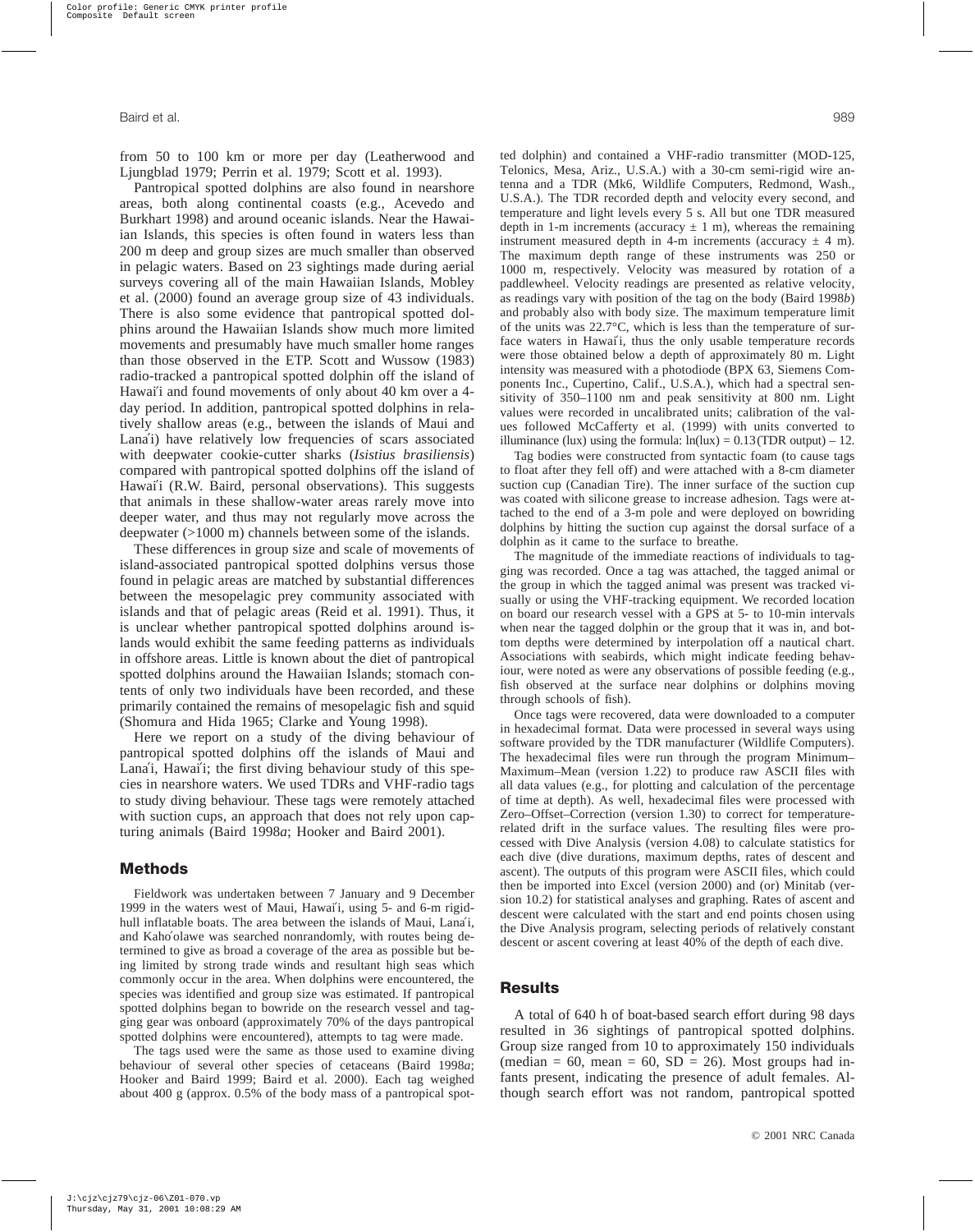from 50 to 100 km or more per day (Leatherwood and Ljungblad 1979; Perrin et al. 1979; Scott et al. 1993).

Pantropical spotted dolphins are also found in nearshore areas, both along continental coasts (e.g., Acevedo and Burkhart 1998) and around oceanic islands. Near the Hawaiian Islands, this species is often found in waters less than 200 m deep and group sizes are much smaller than observed in pelagic waters. Based on 23 sightings made during aerial surveys covering all of the main Hawaiian Islands, Mobley et al. (2000) found an average group size of 43 individuals. There is also some evidence that pantropical spotted dolphins around the Hawaiian Islands show much more limited movements and presumably have much smaller home ranges than those observed in the ETP. Scott and Wussow (1983) radio-tracked a pantropical spotted dolphin off the island of Hawai′i and found movements of only about 40 km over a 4-day period. In addition, pantropical spotted dolphins in relatively shallow areas (e.g., between the islands of Maui and Lana′i) have relatively low frequencies of scars associated with deepwater cookie-cutter sharks (*Isistius brasiliensis*) compared with pantropical spotted dolphins off the island of Hawai′i (R.W. Baird, personal observations). This suggests that animals in these shallow-water areas rarely move into deeper water, and thus may not regularly move across the deepwater (>1000 m) channels between some of the islands.

These differences in group size and scale of movements of island-associated pantropical spotted dolphins versus those found in pelagic areas are matched by substantial differences between the mesopelagic prey community associated with islands and that of pelagic areas (Reid et al. 1991). Thus, it is unclear whether pantropical spotted dolphins around islands would exhibit the same feeding patterns as individuals in offshore areas. Little is known about the diet of pantropical spotted dolphins around the Hawaiian Islands; stomach contents of only two individuals have been recorded, and these primarily contained the remains of mesopelagic fish and squid (Shomura and Hida 1965; Clarke and Young 1998).

Here we report on a study of the diving behaviour of pantropical spotted dolphins off the islands of Maui and Lana′i, Hawai′i; the first diving behaviour study of this species in nearshore waters. We used TDRs and VHF-radio tags to study diving behaviour. These tags were remotely attached with suction cups, an approach that does not rely upon capturing animals (Baird 1998*a*; Hooker and Baird 2001).

## Methods

Fieldwork was undertaken between 7 January and 9 December 1999 in the waters west of Maui, Hawai′i, using 5- and 6-m rigid-hull inflatable boats. The area between the islands of Maui, Lana′i, and Kaho′olawe was searched nonrandomly, with routes being determined to give as broad a coverage of the area as possible but being limited by strong trade winds and resultant high seas which commonly occur in the area. When dolphins were encountered, the species was identified and group size was estimated. If pantropical spotted dolphins began to bowride on the research vessel and tagging gear was onboard (approximately 70% of the days pantropical spotted dolphins were encountered), attempts to tag were made.

The tags used were the same as those used to examine diving behaviour of several other species of cetaceans (Baird 1998*a*; Hooker and Baird 1999; Baird et al. 2000). Each tag weighed about 400 g (approx. 0.5% of the body mass of a pantropical spotted dolphin) and contained a VHF-radio transmitter (MOD-125, Telonics, Mesa, Ariz., U.S.A.) with a 30-cm semi-rigid wire antenna and a TDR (Mk6, Wildlife Computers, Redmond, Wash., U.S.A.). The TDR recorded depth and velocity every second, and temperature and light levels every 5 s. All but one TDR measured depth in 1-m increments (accuracy ± 1 m), whereas the remaining instrument measured depth in 4-m increments (accuracy ± 4 m). The maximum depth range of these instruments was 250 or 1000 m, respectively. Velocity was measured by rotation of a paddlewheel. Velocity readings are presented as relative velocity, as readings vary with position of the tag on the body (Baird 1998*b*) and probably also with body size. The maximum temperature limit of the units was 22.7°C, which is less than the temperature of surface waters in Hawai′i, thus the only usable temperature records were those obtained below a depth of approximately 80 m. Light intensity was measured with a photodiode (BPX 63, Siemens Components Inc., Cupertino, Calif., U.S.A.), which had a spectral sensitivity of 350–1100 nm and peak sensitivity at 800 nm. Light values were recorded in uncalibrated units; calibration of the values followed McCafferty et al. (1999) with units converted to illuminance (lux) using the formula: $\ln(\text{lux}) = 0.13(\text{TDR output}) - 12$.

Tag bodies were constructed from syntactic foam (to cause tags to float after they fell off) and were attached with a 8-cm diameter suction cup (Canadian Tire). The inner surface of the suction cup was coated with silicone grease to increase adhesion. Tags were attached to the end of a 3-m pole and were deployed on bowriding dolphins by hitting the suction cup against the dorsal surface of a dolphin as it came to the surface to breathe.

The magnitude of the immediate reactions of individuals to tagging was recorded. Once a tag was attached, the tagged animal or the group in which the tagged animal was present was tracked visually or using the VHF-tracking equipment. We recorded location on board our research vessel with a GPS at 5- to 10-min intervals when near the tagged dolphin or the group that it was in, and bottom depths were determined by interpolation off a nautical chart. Associations with seabirds, which might indicate feeding behaviour, were noted as were any observations of possible feeding (e.g., fish observed at the surface near dolphins or dolphins moving through schools of fish).

Once tags were recovered, data were downloaded to a computer in hexadecimal format. Data were processed in several ways using software provided by the TDR manufacturer (Wildlife Computers). The hexadecimal files were run through the program Minimum–Maximum–Mean (version 1.22) to produce raw ASCII files with all data values (e.g., for plotting and calculation of the percentage of time at depth). As well, hexadecimal files were processed with Zero–Offset–Correction (version 1.30) to correct for temperature-related drift in the surface values. The resulting files were processed with Dive Analysis (version 4.08) to calculate statistics for each dive (dive durations, maximum depths, rates of descent and ascent). The outputs of this program were ASCII files, which could then be imported into Excel (version 2000) and (or) Minitab (version 10.2) for statistical analyses and graphing. Rates of ascent and descent were calculated with the start and end points chosen using the Dive Analysis program, selecting periods of relatively constant descent or ascent covering at least 40% of the depth of each dive.

## Results

A total of 640 h of boat-based search effort during 98 days resulted in 36 sightings of pantropical spotted dolphins. Group size ranged from 10 to approximately 150 individuals (median = 60, mean = 60, SD = 26). Most groups had infants present, indicating the presence of adult females. Although search effort was not random, pantropical spotted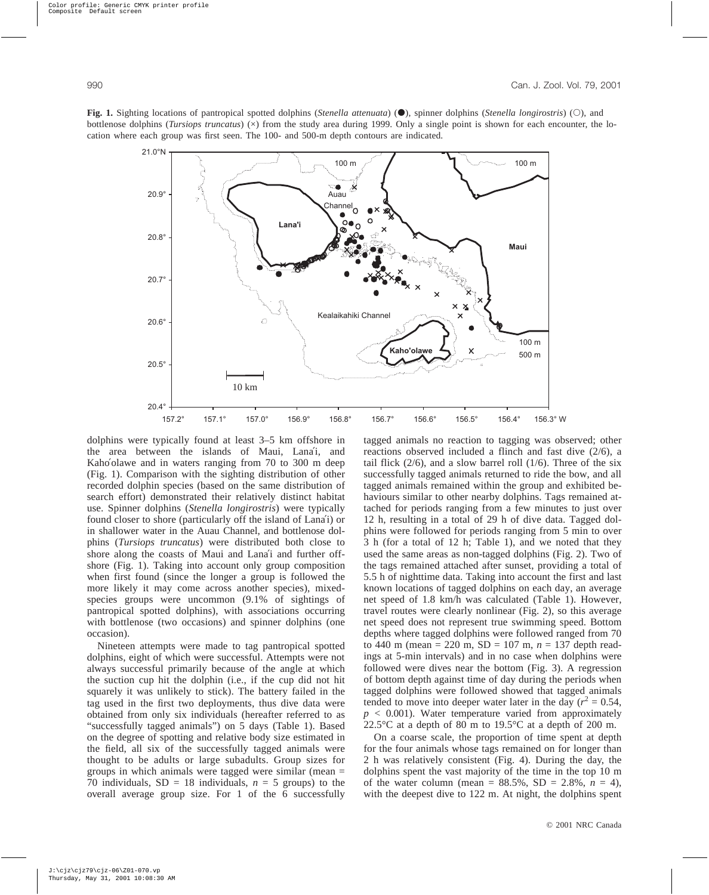**Fig. 1.** Sighting locations of pantropical spotted dolphins (*Stenella attenuata*) (●), spinner dolphins (*Stenella longirostris*) (○), and bottlenose dolphins (*Tursiops truncatus*) (×) from the study area during 1999. Only a single point is shown for each encounter, the location where each group was first seen. The 100- and 500-m depth contours are indicated.

dolphins were typically found at least 3–5 km offshore in the area between the islands of Maui, Lana′i, and Kaho′olawe and in waters ranging from 70 to 300 m deep (Fig. 1). Comparison with the sighting distribution of other recorded dolphin species (based on the same distribution of search effort) demonstrated their relatively distinct habitat use. Spinner dolphins (*Stenella longirostris*) were typically found closer to shore (particularly off the island of Lana′i) or in shallower water in the Auau Channel, and bottlenose dolphins (*Tursiops truncatus*) were distributed both close to shore along the coasts of Maui and Lana′i and further offshore (Fig. 1). Taking into account only group composition when first found (since the longer a group is followed the more likely it may come across another species), mixed-species groups were uncommon (9.1% of sightings of pantropical spotted dolphins), with associations occurring with bottlenose (two occasions) and spinner dolphins (one occasion).

Nineteen attempts were made to tag pantropical spotted dolphins, eight of which were successful. Attempts were not always successful primarily because of the angle at which the suction cup hit the dolphin (i.e., if the cup did not hit squarely it was unlikely to stick). The battery failed in the tag used in the first two deployments, thus dive data were obtained from only six individuals (hereafter referred to as "successfully tagged animals") on 5 days (Table 1). Based on the degree of spotting and relative body size estimated in the field, all six of the successfully tagged animals were thought to be adults or large subadults. Group sizes for groups in which animals were tagged were similar (mean = 70 individuals, SD = 18 individuals, $n$ = 5 groups) to the overall average group size. For 1 of the 6 successfully tagged animals no reaction to tagging was observed; other reactions observed included a flinch and fast dive (2/6), a tail flick (2/6), and a slow barrel roll (1/6). Three of the six successfully tagged animals returned to ride the bow, and all tagged animals remained within the group and exhibited behaviours similar to other nearby dolphins. Tags remained attached for periods ranging from a few minutes to just over 12 h, resulting in a total of 29 h of dive data. Tagged dolphins were followed for periods ranging from 5 min to over 3 h (for a total of 12 h; Table 1), and we noted that they used the same areas as non-tagged dolphins (Fig. 2). Two of the tags remained attached after sunset, providing a total of 5.5 h of nighttime data. Taking into account the first and last known locations of tagged dolphins on each day, an average net speed of 1.8 km/h was calculated (Table 1). However, travel routes were clearly nonlinear (Fig. 2), so this average net speed does not represent true swimming speed. Bottom depths where tagged dolphins were followed ranged from 70 to 440 m (mean = 220 m, SD = 107 m, $n$ = 137 depth readings at 5-min intervals) and in no case when dolphins were followed were dives near the bottom (Fig. 3). A regression of bottom depth against time of day during the periods when tagged dolphins were followed showed that tagged animals tended to move into deeper water later in the day ($r^2 = 0.54$, $p < 0.001$). Water temperature varied from approximately 22.5°C at a depth of 80 m to 19.5°C at a depth of 200 m.

On a coarse scale, the proportion of time spent at depth for the four animals whose tags remained on for longer than 2 h was relatively consistent (Fig. 4). During the day, the dolphins spent the vast majority of the time in the top 10 m of the water column (mean = 88.5%, SD = 2.8%, $n$ = 4), with the deepest dive to 122 m. At night, the dolphins spent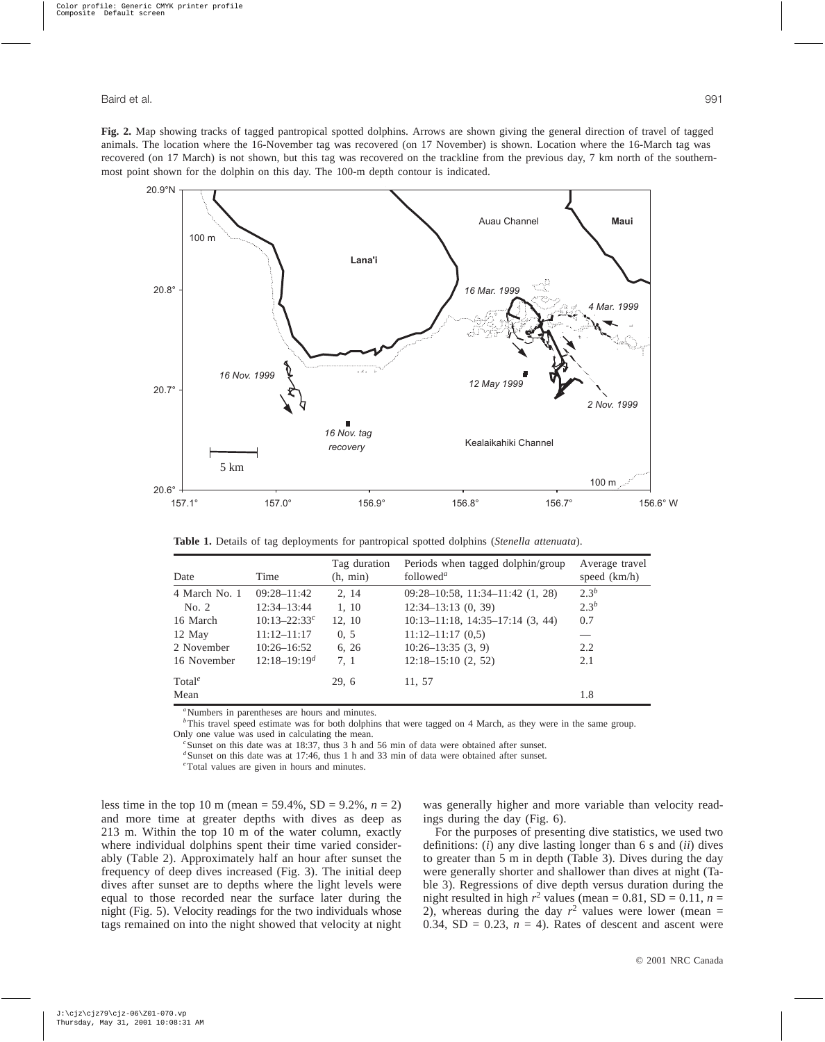**Fig. 2.** Map showing tracks of tagged pantropical spotted dolphins. Arrows are shown giving the general direction of travel of tagged animals. The location where the 16-November tag was recovered (on 17 November) is shown. Location where the 16-March tag was recovered (on 17 March) is not shown, but this tag was recovered on the trackline from the previous day, 7 km north of the southernmost point shown for the dolphin on this day. The 100-m depth contour is indicated.

**Table 1.** Details of tag deployments for pantropical spotted dolphins (*Stenella attenuata*).

| Date | Time | Tag duration (h, min) | Periods when tagged dolphin/group followed[a] | Average travel speed (km/h) |
|---|---|---|---|---|
| 4 March No. 1 | 09:28–11:42 | 2, 14 | 09:28–10:58, 11:34–11:42 (1, 28) | 2.3[b] |
| No. 2 | 12:34–13:44 | 1, 10 | 12:34–13:13 (0, 39) | 2.3[b] |
| 16 March | 10:13–22:33[c] | 12, 10 | 10:13–11:18, 14:35–17:14 (3, 44) | 0.7 |
| 12 May | 11:12–11:17 | 0, 5 | 11:12–11:17 (0,5) | — |
| 2 November | 10:26–16:52 | 6, 26 | 10:26–13:35 (3, 9) | 2.2 |
| 16 November | 12:18–19:19[d] | 7, 1 | 12:18–15:10 (2, 52) | 2.1 |
| Total[e] | | 29, 6 | 11, 57 | |
| Mean | | | | 1.8 |

[a]Numbers in parentheses are hours and minutes.
[b]This travel speed estimate was for both dolphins that were tagged on 4 March, as they were in the same group. Only one value was used in calculating the mean.
[c]Sunset on this date was at 18:37, thus 3 h and 56 min of data were obtained after sunset.
[d]Sunset on this date was at 17:46, thus 1 h and 33 min of data were obtained after sunset.
[e]Total values are given in hours and minutes.

less time in the top 10 m (mean = 59.4%, SD = 9.2%, $n = 2$) and more time at greater depths with dives as deep as 213 m. Within the top 10 m of the water column, exactly where individual dolphins spent their time varied considerably (Table 2). Approximately half an hour after sunset the frequency of deep dives increased (Fig. 3). The initial deep dives after sunset are to depths where the light levels were equal to those recorded near the surface later during the night (Fig. 5). Velocity readings for the two individuals whose tags remained on into the night showed that velocity at night was generally higher and more variable than velocity readings during the day (Fig. 6).

For the purposes of presenting dive statistics, we used two definitions: (*i*) any dive lasting longer than 6 s and (*ii*) dives to greater than 5 m in depth (Table 3). Dives during the day were generally shorter and shallower than dives at night (Table 3). Regressions of dive depth versus duration during the night resulted in high $r^2$ values (mean = 0.81, SD = 0.11, $n = 2$), whereas during the day $r^2$ values were lower (mean = 0.34, SD = 0.23, $n = 4$). Rates of descent and ascent were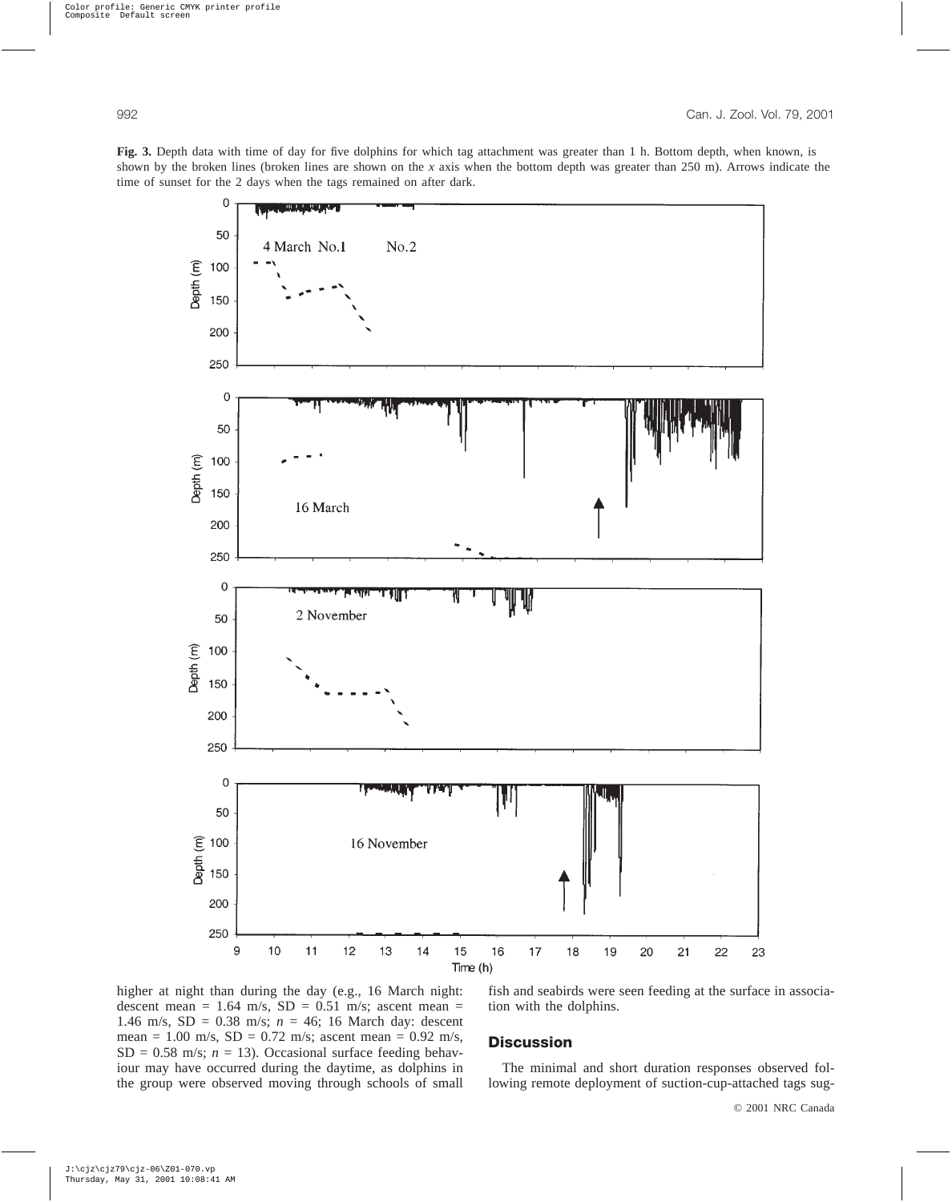**Fig. 3.** Depth data with time of day for five dolphins for which tag attachment was greater than 1 h. Bottom depth, when known, is shown by the broken lines (broken lines are shown on the *x* axis when the bottom depth was greater than 250 m). Arrows indicate the time of sunset for the 2 days when the tags remained on after dark.

higher at night than during the day (e.g., 16 March night: descent mean = 1.64 m/s, SD = 0.51 m/s; ascent mean = 1.46 m/s, SD = 0.38 m/s; $n$ = 46; 16 March day: descent mean = 1.00 m/s, SD = 0.72 m/s; ascent mean = 0.92 m/s, SD = 0.58 m/s; $n$ = 13). Occasional surface feeding behaviour may have occurred during the daytime, as dolphins in the group were observed moving through schools of small fish and seabirds were seen feeding at the surface in association with the dolphins.

## Discussion

The minimal and short duration responses observed following remote deployment of suction-cup-attached tags sug-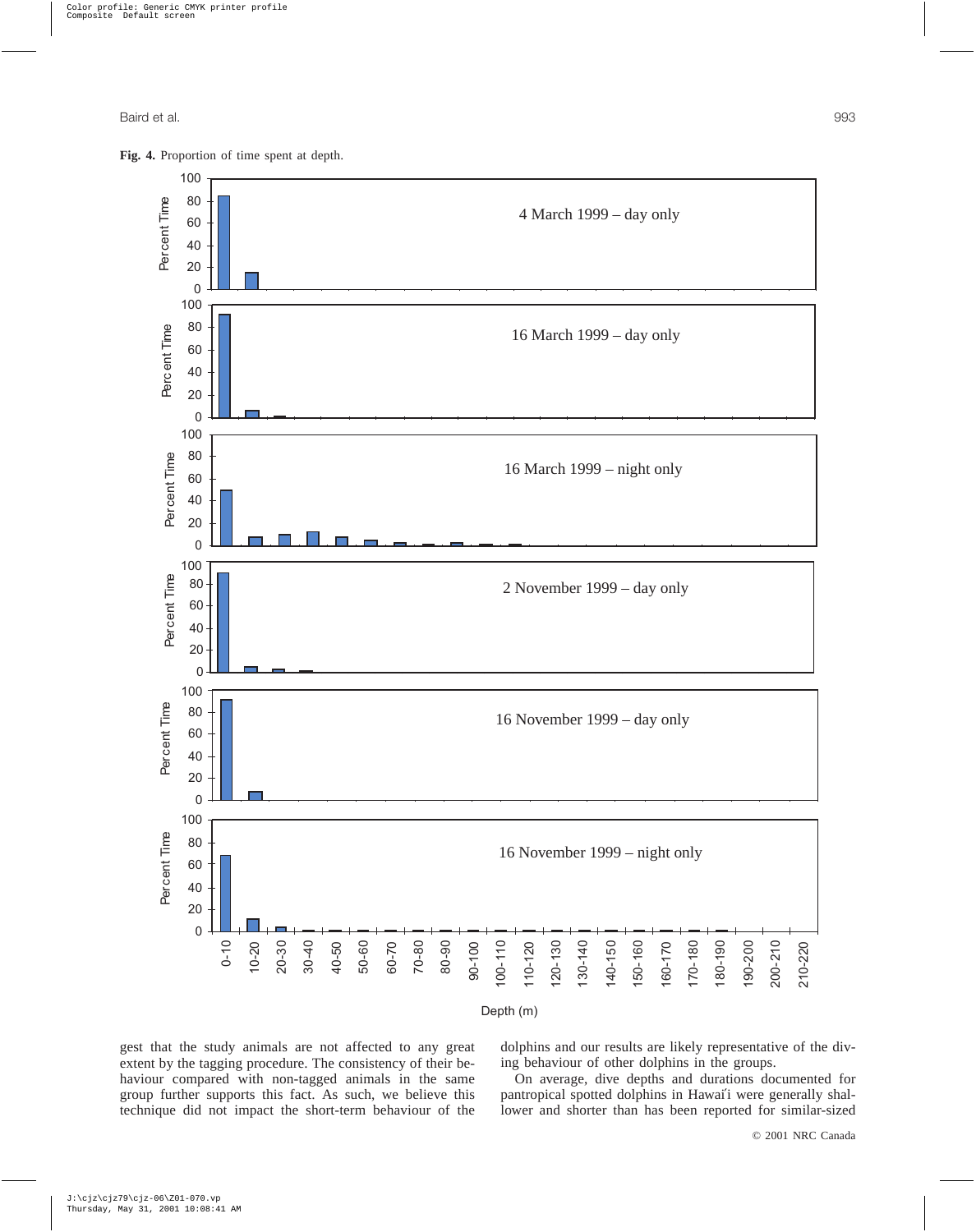**Fig. 4.** Proportion of time spent at depth.

gest that the study animals are not affected to any great extent by the tagging procedure. The consistency of their behaviour compared with non-tagged animals in the same group further supports this fact. As such, we believe this technique did not impact the short-term behaviour of the dolphins and our results are likely representative of the diving behaviour of other dolphins in the groups.

On average, dive depths and durations documented for pantropical spotted dolphins in Hawai'i were generally shallower and shorter than has been reported for similar-sized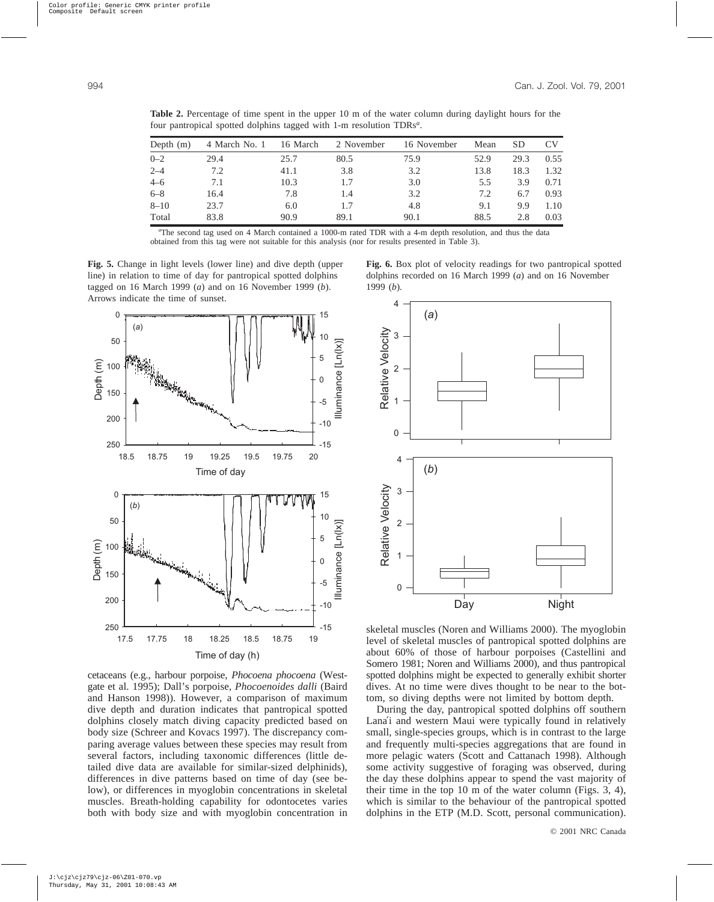**Table 2.** Percentage of time spent in the upper 10 m of the water column during daylight hours for the four pantropical spotted dolphins tagged with 1-m resolution TDRs[a].

| Depth (m) | 4 March No. 1 | 16 March | 2 November | 16 November | Mean | SD | CV |
|---|---|---|---|---|---|---|---|
| 0–2 | 29.4 | 25.7 | 80.5 | 75.9 | 52.9 | 29.3 | 0.55 |
| 2–4 | 7.2 | 41.1 | 3.8 | 3.2 | 13.8 | 18.3 | 1.32 |
| 4–6 | 7.1 | 10.3 | 1.7 | 3.0 | 5.5 | 3.9 | 0.71 |
| 6–8 | 16.4 | 7.8 | 1.4 | 3.2 | 7.2 | 6.7 | 0.93 |
| 8–10 | 23.7 | 6.0 | 1.7 | 4.8 | 9.1 | 9.9 | 1.10 |
| Total | 83.8 | 90.9 | 89.1 | 90.1 | 88.5 | 2.8 | 0.03 |

[a]The second tag used on 4 March contained a 1000-m rated TDR with a 4-m depth resolution, and thus the data obtained from this tag were not suitable for this analysis (nor for results presented in Table 3).

**Fig. 5.** Change in light levels (lower line) and dive depth (upper line) in relation to time of day for pantropical spotted dolphins tagged on 16 March 1999 (*a*) and on 16 November 1999 (*b*). Arrows indicate the time of sunset.

**Fig. 6.** Box plot of velocity readings for two pantropical spotted dolphins recorded on 16 March 1999 (*a*) and on 16 November 1999 (*b*).

cetaceans (e.g., harbour porpoise, *Phocoena phocoena* (Westgate et al. 1995); Dall's porpoise, *Phocoenoides dalli* (Baird and Hanson 1998)). However, a comparison of maximum dive depth and duration indicates that pantropical spotted dolphins closely match diving capacity predicted based on body size (Schreer and Kovacs 1997). The discrepancy comparing average values between these species may result from several factors, including taxonomic differences (little detailed dive data are available for similar-sized delphinids), differences in dive patterns based on time of day (see below), or differences in myoglobin concentrations in skeletal muscles. Breath-holding capability for odontocetes varies both with body size and with myoglobin concentration in skeletal muscles (Noren and Williams 2000). The myoglobin level of skeletal muscles of pantropical spotted dolphins are about 60% of those of harbour porpoises (Castellini and Somero 1981; Noren and Williams 2000), and thus pantropical spotted dolphins might be expected to generally exhibit shorter dives. At no time were dives thought to be near to the bottom, so diving depths were not limited by bottom depth.

During the day, pantropical spotted dolphins off southern Lana'i and western Maui were typically found in relatively small, single-species groups, which is in contrast to the large and frequently multi-species aggregations that are found in more pelagic waters (Scott and Cattanach 1998). Although some activity suggestive of foraging was observed, during the day these dolphins appear to spend the vast majority of their time in the top 10 m of the water column (Figs. 3, 4), which is similar to the behaviour of the pantropical spotted dolphins in the ETP (M.D. Scott, personal communication).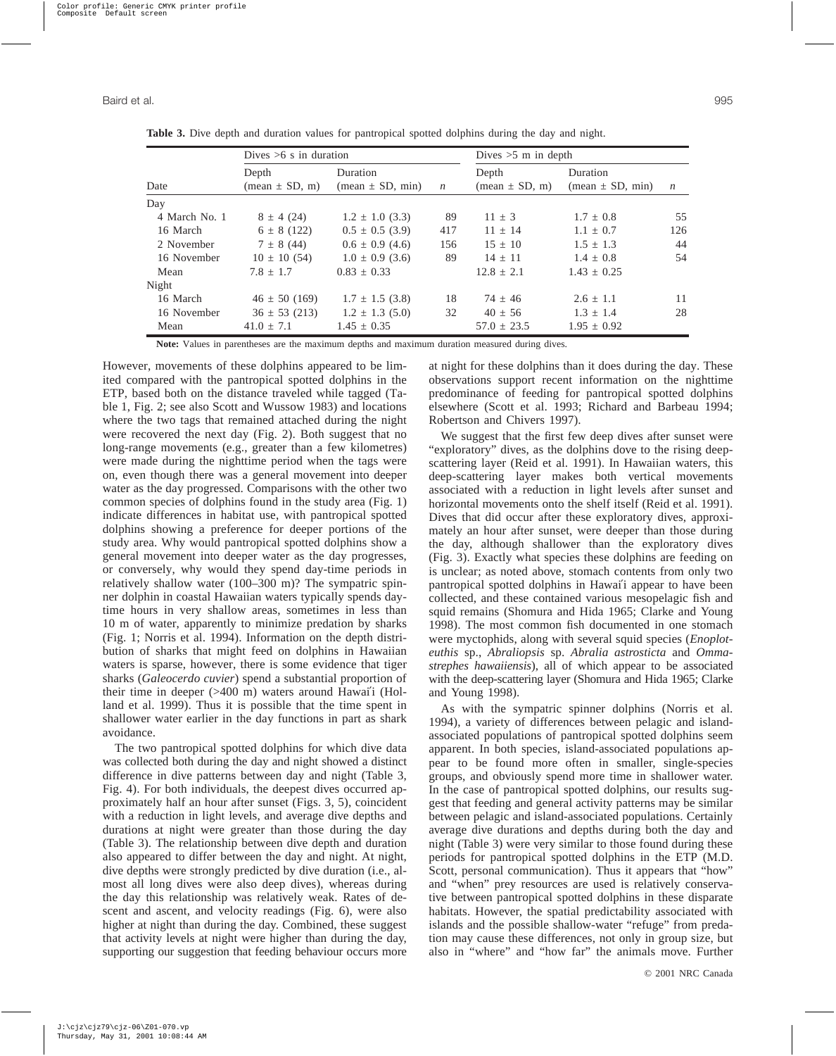**Table 3.** Dive depth and duration values for pantropical spotted dolphins during the day and night.

| | Dives >6 s in duration | | | Dives >5 m in depth | | |
|---|---|---|---|---|---|---|
| Date | Depth (mean ± SD, m) | Duration (mean ± SD, min) | *n* | Depth (mean ± SD, m) | Duration (mean ± SD, min) | *n* |
| Day | | | | | | |
| 4 March No. 1 | 8 ± 4 (24) | 1.2 ± 1.0 (3.3) | 89 | 11 ± 3 | 1.7 ± 0.8 | 55 |
| 16 March | 6 ± 8 (122) | 0.5 ± 0.5 (3.9) | 417 | 11 ± 14 | 1.1 ± 0.7 | 126 |
| 2 November | 7 ± 8 (44) | 0.6 ± 0.9 (4.6) | 156 | 15 ± 10 | 1.5 ± 1.3 | 44 |
| 16 November | 10 ± 10 (54) | 1.0 ± 0.9 (3.6) | 89 | 14 ± 11 | 1.4 ± 0.8 | 54 |
| Mean | 7.8 ± 1.7 | 0.83 ± 0.33 | | 12.8 ± 2.1 | 1.43 ± 0.25 | |
| Night | | | | | | |
| 16 March | 46 ± 50 (169) | 1.7 ± 1.5 (3.8) | 18 | 74 ± 46 | 2.6 ± 1.1 | 11 |
| 16 November | 36 ± 53 (213) | 1.2 ± 1.3 (5.0) | 32 | 40 ± 56 | 1.3 ± 1.4 | 28 |
| Mean | 41.0 ± 7.1 | 1.45 ± 0.35 | | 57.0 ± 23.5 | 1.95 ± 0.92 | |

**Note:** Values in parentheses are the maximum depths and maximum duration measured during dives.

However, movements of these dolphins appeared to be limited compared with the pantropical spotted dolphins in the ETP, based both on the distance traveled while tagged (Table 1, Fig. 2; see also Scott and Wussow 1983) and locations where the two tags that remained attached during the night were recovered the next day (Fig. 2). Both suggest that no long-range movements (e.g., greater than a few kilometres) were made during the nighttime period when the tags were on, even though there was a general movement into deeper water as the day progressed. Comparisons with the other two common species of dolphins found in the study area (Fig. 1) indicate differences in habitat use, with pantropical spotted dolphins showing a preference for deeper portions of the study area. Why would pantropical spotted dolphins show a general movement into deeper water as the day progresses, or conversely, why would they spend day-time periods in relatively shallow water (100–300 m)? The sympatric spinner dolphin in coastal Hawaiian waters typically spends daytime hours in very shallow areas, sometimes in less than 10 m of water, apparently to minimize predation by sharks (Fig. 1; Norris et al. 1994). Information on the depth distribution of sharks that might feed on dolphins in Hawaiian waters is sparse, however, there is some evidence that tiger sharks (*Galeocerdo cuvier*) spend a substantial proportion of their time in deeper (>400 m) waters around Hawai′i (Holland et al. 1999). Thus it is possible that the time spent in shallower water earlier in the day functions in part as shark avoidance.

The two pantropical spotted dolphins for which dive data was collected both during the day and night showed a distinct difference in dive patterns between day and night (Table 3, Fig. 4). For both individuals, the deepest dives occurred approximately half an hour after sunset (Figs. 3, 5), coincident with a reduction in light levels, and average dive depths and durations at night were greater than those during the day (Table 3). The relationship between dive depth and duration also appeared to differ between the day and night. At night, dive depths were strongly predicted by dive duration (i.e., almost all long dives were also deep dives), whereas during the day this relationship was relatively weak. Rates of descent and ascent, and velocity readings (Fig. 6), were also higher at night than during the day. Combined, these suggest that activity levels at night were higher than during the day, supporting our suggestion that feeding behaviour occurs more at night for these dolphins than it does during the day. These observations support recent information on the nighttime predominance of feeding for pantropical spotted dolphins elsewhere (Scott et al. 1993; Richard and Barbeau 1994; Robertson and Chivers 1997).

We suggest that the first few deep dives after sunset were "exploratory" dives, as the dolphins dove to the rising deep-scattering layer (Reid et al. 1991). In Hawaiian waters, this deep-scattering layer makes both vertical movements associated with a reduction in light levels after sunset and horizontal movements onto the shelf itself (Reid et al. 1991). Dives that did occur after these exploratory dives, approximately an hour after sunset, were deeper than those during the day, although shallower than the exploratory dives (Fig. 3). Exactly what species these dolphins are feeding on is unclear; as noted above, stomach contents from only two pantropical spotted dolphins in Hawai′i appear to have been collected, and these contained various mesopelagic fish and squid remains (Shomura and Hida 1965; Clarke and Young 1998). The most common fish documented in one stomach were myctophids, along with several squid species (*Enoploteuthis* sp., *Abraliopsis* sp. *Abralia astrosticta* and *Ommastrephes hawaiiensis*), all of which appear to be associated with the deep-scattering layer (Shomura and Hida 1965; Clarke and Young 1998).

As with the sympatric spinner dolphins (Norris et al. 1994), a variety of differences between pelagic and island-associated populations of pantropical spotted dolphins seem apparent. In both species, island-associated populations appear to be found more often in smaller, single-species groups, and obviously spend more time in shallower water. In the case of pantropical spotted dolphins, our results suggest that feeding and general activity patterns may be similar between pelagic and island-associated populations. Certainly average dive durations and depths during both the day and night (Table 3) were very similar to those found during these periods for pantropical spotted dolphins in the ETP (M.D. Scott, personal communication). Thus it appears that "how" and "when" prey resources are used is relatively conservative between pantropical spotted dolphins in these disparate habitats. However, the spatial predictability associated with islands and the possible shallow-water "refuge" from predation may cause these differences, not only in group size, but also in "where" and "how far" the animals move. Further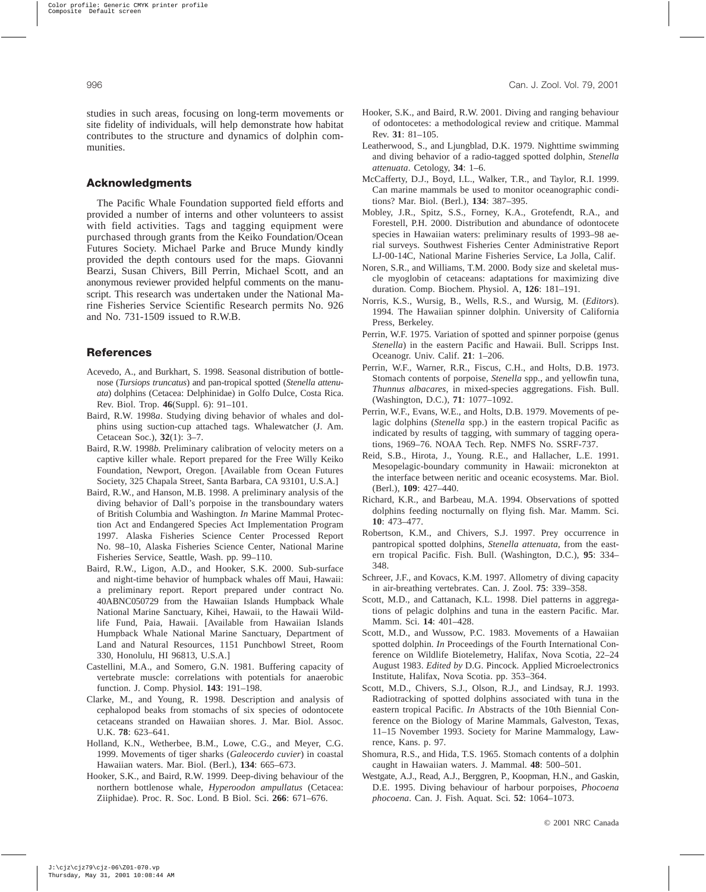studies in such areas, focusing on long-term movements or site fidelity of individuals, will help demonstrate how habitat contributes to the structure and dynamics of dolphin communities.

## Acknowledgments

The Pacific Whale Foundation supported field efforts and provided a number of interns and other volunteers to assist with field activities. Tags and tagging equipment were purchased through grants from the Keiko Foundation/Ocean Futures Society. Michael Parke and Bruce Mundy kindly provided the depth contours used for the maps. Giovanni Bearzi, Susan Chivers, Bill Perrin, Michael Scott, and an anonymous reviewer provided helpful comments on the manuscript. This research was undertaken under the National Marine Fisheries Service Scientific Research permits No. 926 and No. 731-1509 issued to R.W.B.

## References

Acevedo, A., and Burkhart, S. 1998. Seasonal distribution of bottlenose (*Tursiops truncatus*) and pan-tropical spotted (*Stenella attenuata*) dolphins (Cetacea: Delphinidae) in Golfo Dulce, Costa Rica. Rev. Biol. Trop. **46**(Suppl. 6): 91–101.

Baird, R.W. 1998*a*. Studying diving behavior of whales and dolphins using suction-cup attached tags. Whalewatcher (J. Am. Cetacean Soc.), **32**(1): 3–7.

Baird, R.W. 1998*b*. Preliminary calibration of velocity meters on a captive killer whale. Report prepared for the Free Willy Keiko Foundation, Newport, Oregon. [Available from Ocean Futures Society, 325 Chapala Street, Santa Barbara, CA 93101, U.S.A.]

Baird, R.W., and Hanson, M.B. 1998. A preliminary analysis of the diving behavior of Dall's porpoise in the transboundary waters of British Columbia and Washington. *In* Marine Mammal Protection Act and Endangered Species Act Implementation Program 1997. Alaska Fisheries Science Center Processed Report No. 98–10, Alaska Fisheries Science Center, National Marine Fisheries Service, Seattle, Wash. pp. 99–110.

Baird, R.W., Ligon, A.D., and Hooker, S.K. 2000. Sub-surface and night-time behavior of humpback whales off Maui, Hawaii: a preliminary report. Report prepared under contract No. 40ABNC050729 from the Hawaiian Islands Humpback Whale National Marine Sanctuary, Kihei, Hawaii, to the Hawaii Wildlife Fund, Paia, Hawaii. [Available from Hawaiian Islands Humpback Whale National Marine Sanctuary, Department of Land and Natural Resources, 1151 Punchbowl Street, Room 330, Honolulu, HI 96813, U.S.A.]

Castellini, M.A., and Somero, G.N. 1981. Buffering capacity of vertebrate muscle: correlations with potentials for anaerobic function. J. Comp. Physiol. **143**: 191–198.

Clarke, M., and Young, R. 1998. Description and analysis of cephalopod beaks from stomachs of six species of odontocete cetaceans stranded on Hawaiian shores. J. Mar. Biol. Assoc. U.K. **78**: 623–641.

Holland, K.N., Wetherbee, B.M., Lowe, C.G., and Meyer, C.G. 1999. Movements of tiger sharks (*Galeocerdo cuvier*) in coastal Hawaiian waters. Mar. Biol. (Berl.), **134**: 665–673.

Hooker, S.K., and Baird, R.W. 1999. Deep-diving behaviour of the northern bottlenose whale, *Hyperoodon ampullatus* (Cetacea: Ziiphidae). Proc. R. Soc. Lond. B Biol. Sci. **266**: 671–676.

Hooker, S.K., and Baird, R.W. 2001. Diving and ranging behaviour of odontocetes: a methodological review and critique. Mammal Rev. **31**: 81–105.

Leatherwood, S., and Ljungblad, D.K. 1979. Nighttime swimming and diving behavior of a radio-tagged spotted dolphin, *Stenella attenuata*. Cetology, **34**: 1–6.

McCafferty, D.J., Boyd, I.L., Walker, T.R., and Taylor, R.I. 1999. Can marine mammals be used to monitor oceanographic conditions? Mar. Biol. (Berl.), **134**: 387–395.

Mobley, J.R., Spitz, S.S., Forney, K.A., Grotefendt, R.A., and Forestell, P.H. 2000. Distribution and abundance of odontocete species in Hawaiian waters: preliminary results of 1993–98 aerial surveys. Southwest Fisheries Center Administrative Report LJ-00-14C, National Marine Fisheries Service, La Jolla, Calif.

Noren, S.R., and Williams, T.M. 2000. Body size and skeletal muscle myoglobin of cetaceans: adaptations for maximizing dive duration. Comp. Biochem. Physiol. A, **126**: 181–191.

Norris, K.S., Wursig, B., Wells, R.S., and Wursig, M. (*Editors*). 1994. The Hawaiian spinner dolphin. University of California Press, Berkeley.

Perrin, W.F. 1975. Variation of spotted and spinner porpoise (genus *Stenella*) in the eastern Pacific and Hawaii. Bull. Scripps Inst. Oceanogr. Univ. Calif. **21**: 1–206.

Perrin, W.F., Warner, R.R., Fiscus, C.H., and Holts, D.B. 1973. Stomach contents of porpoise, *Stenella* spp., and yellowfin tuna, *Thunnus albacares*, in mixed-species aggregations. Fish. Bull. (Washington, D.C.), **71**: 1077–1092.

Perrin, W.F., Evans, W.E., and Holts, D.B. 1979. Movements of pelagic dolphins (*Stenella* spp.) in the eastern tropical Pacific as indicated by results of tagging, with summary of tagging operations, 1969–76. NOAA Tech. Rep. NMFS No. SSRF-737.

Reid, S.B., Hirota, J., Young. R.E., and Hallacher, L.E. 1991. Mesopelagic-boundary community in Hawaii: micronekton at the interface between neritic and oceanic ecosystems. Mar. Biol. (Berl.), **109**: 427–440.

Richard, K.R., and Barbeau, M.A. 1994. Observations of spotted dolphins feeding nocturnally on flying fish. Mar. Mamm. Sci. **10**: 473–477.

Robertson, K.M., and Chivers, S.J. 1997. Prey occurrence in pantropical spotted dolphins, *Stenella attenuata*, from the eastern tropical Pacific. Fish. Bull. (Washington, D.C.), **95**: 334–348.

Schreer, J.F., and Kovacs, K.M. 1997. Allometry of diving capacity in air-breathing vertebrates. Can. J. Zool. **75**: 339–358.

Scott, M.D., and Cattanach, K.L. 1998. Diel patterns in aggregations of pelagic dolphins and tuna in the eastern Pacific. Mar. Mamm. Sci. **14**: 401–428.

Scott, M.D., and Wussow, P.C. 1983. Movements of a Hawaiian spotted dolphin. *In* Proceedings of the Fourth International Conference on Wildlife Biotelemetry, Halifax, Nova Scotia, 22–24 August 1983. *Edited by* D.G. Pincock. Applied Microelectronics Institute, Halifax, Nova Scotia. pp. 353–364.

Scott, M.D., Chivers, S.J., Olson, R.J., and Lindsay, R.J. 1993. Radiotracking of spotted dolphins associated with tuna in the eastern tropical Pacific. *In* Abstracts of the 10th Biennial Conference on the Biology of Marine Mammals, Galveston, Texas, 11–15 November 1993. Society for Marine Mammalogy, Lawrence, Kans. p. 97.

Shomura, R.S., and Hida, T.S. 1965. Stomach contents of a dolphin caught in Hawaiian waters. J. Mammal. **48**: 500–501.

Westgate, A.J., Read, A.J., Berggren, P., Koopman, H.N., and Gaskin, D.E. 1995. Diving behaviour of harbour porpoises, *Phocoena phocoena*. Can. J. Fish. Aquat. Sci. **52**: 1064–1073.